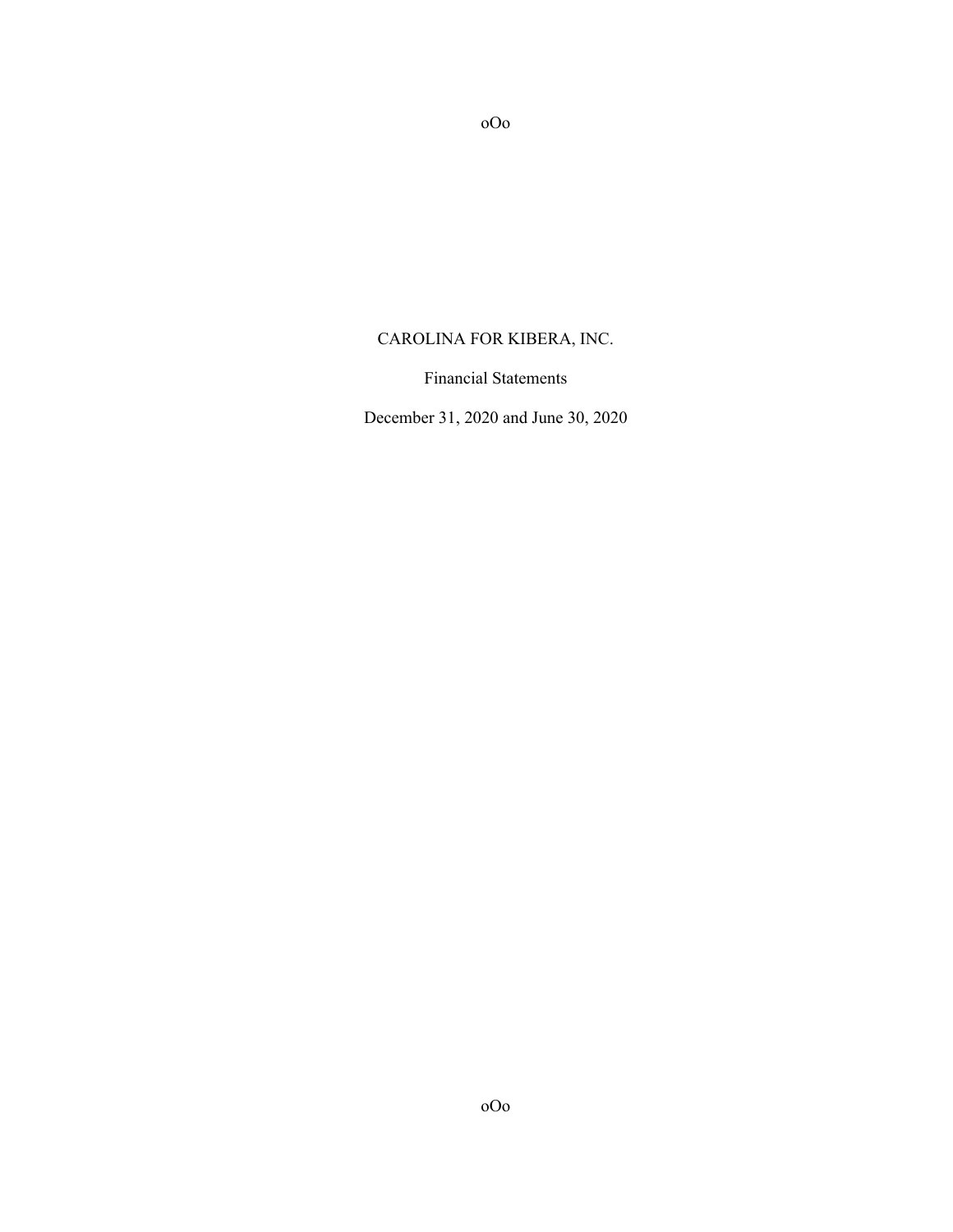oOo

# CAROLINA FOR KIBERA, INC.

Financial Statements

December 31, 2020 and June 30, 2020

oOo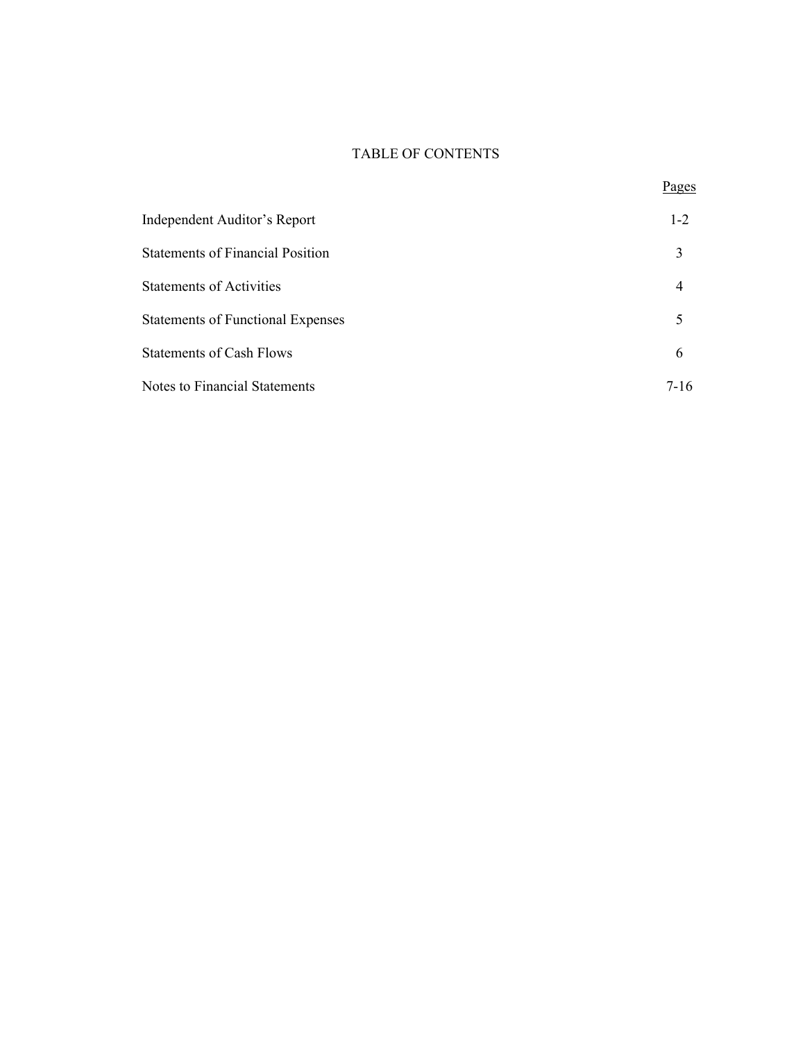# TABLE OF CONTENTS

| | Pages |
|---|---|
| Independent Auditor's Report | 1-2 |
| Statements of Financial Position | 3 |
| Statements of Activities | 4 |
| Statements of Functional Expenses | 5 |
| Statements of Cash Flows | 6 |
| Notes to Financial Statements | 7-16 |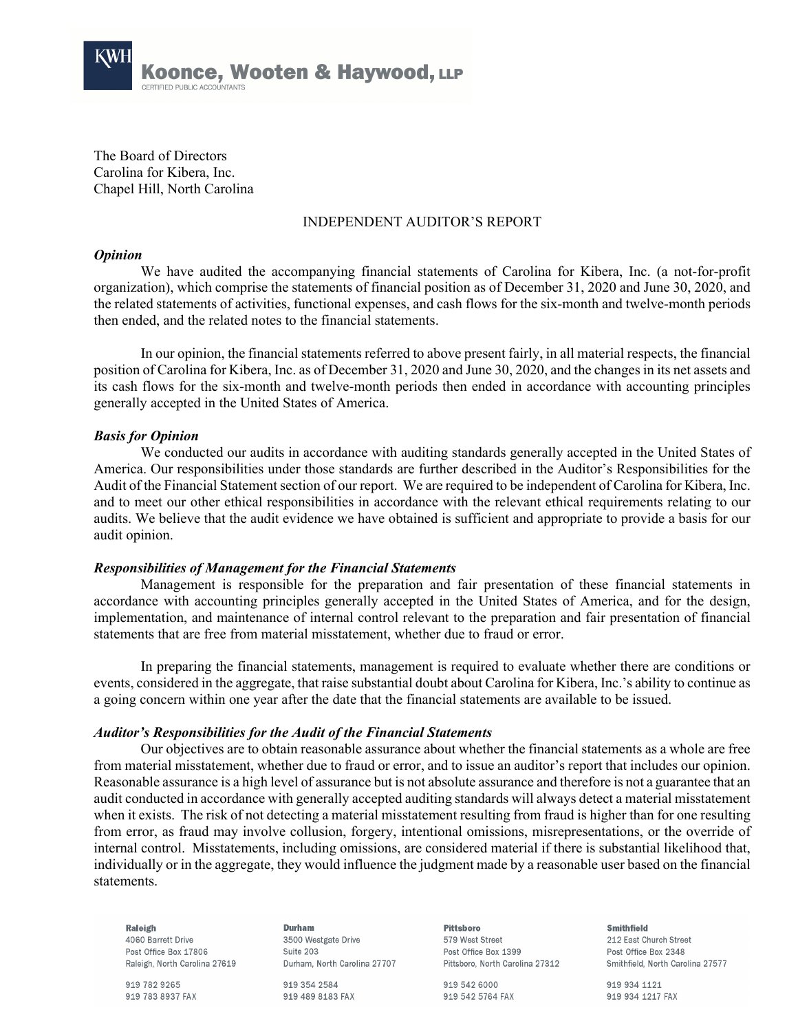**Koonce, Wooten & Haywood, LLP**
CERTIFIED PUBLIC ACCOUNTANTS

The Board of Directors
Carolina for Kibera, Inc.
Chapel Hill, North Carolina

INDEPENDENT AUDITOR'S REPORT

***Opinion***

We have audited the accompanying financial statements of Carolina for Kibera, Inc. (a not-for-profit organization), which comprise the statements of financial position as of December 31, 2020 and June 30, 2020, and the related statements of activities, functional expenses, and cash flows for the six-month and twelve-month periods then ended, and the related notes to the financial statements.

In our opinion, the financial statements referred to above present fairly, in all material respects, the financial position of Carolina for Kibera, Inc. as of December 31, 2020 and June 30, 2020, and the changes in its net assets and its cash flows for the six-month and twelve-month periods then ended in accordance with accounting principles generally accepted in the United States of America.

***Basis for Opinion***

We conducted our audits in accordance with auditing standards generally accepted in the United States of America. Our responsibilities under those standards are further described in the Auditor's Responsibilities for the Audit of the Financial Statement section of our report. We are required to be independent of Carolina for Kibera, Inc. and to meet our other ethical responsibilities in accordance with the relevant ethical requirements relating to our audits. We believe that the audit evidence we have obtained is sufficient and appropriate to provide a basis for our audit opinion.

***Responsibilities of Management for the Financial Statements***

Management is responsible for the preparation and fair presentation of these financial statements in accordance with accounting principles generally accepted in the United States of America, and for the design, implementation, and maintenance of internal control relevant to the preparation and fair presentation of financial statements that are free from material misstatement, whether due to fraud or error.

In preparing the financial statements, management is required to evaluate whether there are conditions or events, considered in the aggregate, that raise substantial doubt about Carolina for Kibera, Inc.'s ability to continue as a going concern within one year after the date that the financial statements are available to be issued.

***Auditor's Responsibilities for the Audit of the Financial Statements***

Our objectives are to obtain reasonable assurance about whether the financial statements as a whole are free from material misstatement, whether due to fraud or error, and to issue an auditor's report that includes our opinion. Reasonable assurance is a high level of assurance but is not absolute assurance and therefore is not a guarantee that an audit conducted in accordance with generally accepted auditing standards will always detect a material misstatement when it exists. The risk of not detecting a material misstatement resulting from fraud is higher than for one resulting from error, as fraud may involve collusion, forgery, intentional omissions, misrepresentations, or the override of internal control. Misstatements, including omissions, are considered material if there is substantial likelihood that, individually or in the aggregate, they would influence the judgment made by a reasonable user based on the financial statements.

**Raleigh**
4060 Barrett Drive
Post Office Box 17806
Raleigh, North Carolina 27619
919 782 9265
919 783 8937 FAX

**Durham**
3500 Westgate Drive
Suite 203
Durham, North Carolina 27707
919 354 2584
919 489 8183 FAX

**Pittsboro**
579 West Street
Post Office Box 1399
Pittsboro, North Carolina 27312
919 542 6000
919 542 5764 FAX

**Smithfield**
212 East Church Street
Post Office Box 2348
Smithfield, North Carolina 27577
919 934 1121
919 934 1217 FAX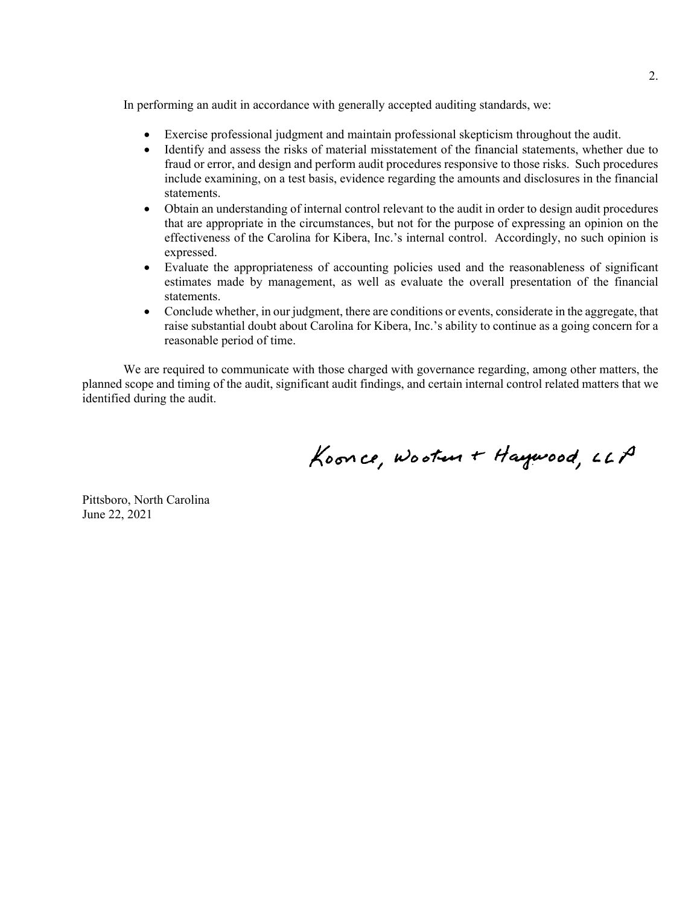In performing an audit in accordance with generally accepted auditing standards, we:

- Exercise professional judgment and maintain professional skepticism throughout the audit.
- Identify and assess the risks of material misstatement of the financial statements, whether due to fraud or error, and design and perform audit procedures responsive to those risks. Such procedures include examining, on a test basis, evidence regarding the amounts and disclosures in the financial statements.
- Obtain an understanding of internal control relevant to the audit in order to design audit procedures that are appropriate in the circumstances, but not for the purpose of expressing an opinion on the effectiveness of the Carolina for Kibera, Inc.'s internal control. Accordingly, no such opinion is expressed.
- Evaluate the appropriateness of accounting policies used and the reasonableness of significant estimates made by management, as well as evaluate the overall presentation of the financial statements.
- Conclude whether, in our judgment, there are conditions or events, considerate in the aggregate, that raise substantial doubt about Carolina for Kibera, Inc.'s ability to continue as a going concern for a reasonable period of time.

We are required to communicate with those charged with governance regarding, among other matters, the planned scope and timing of the audit, significant audit findings, and certain internal control related matters that we identified during the audit.

Koonce, Wooten + Haywood, LLP

Pittsboro, North Carolina
June 22, 2021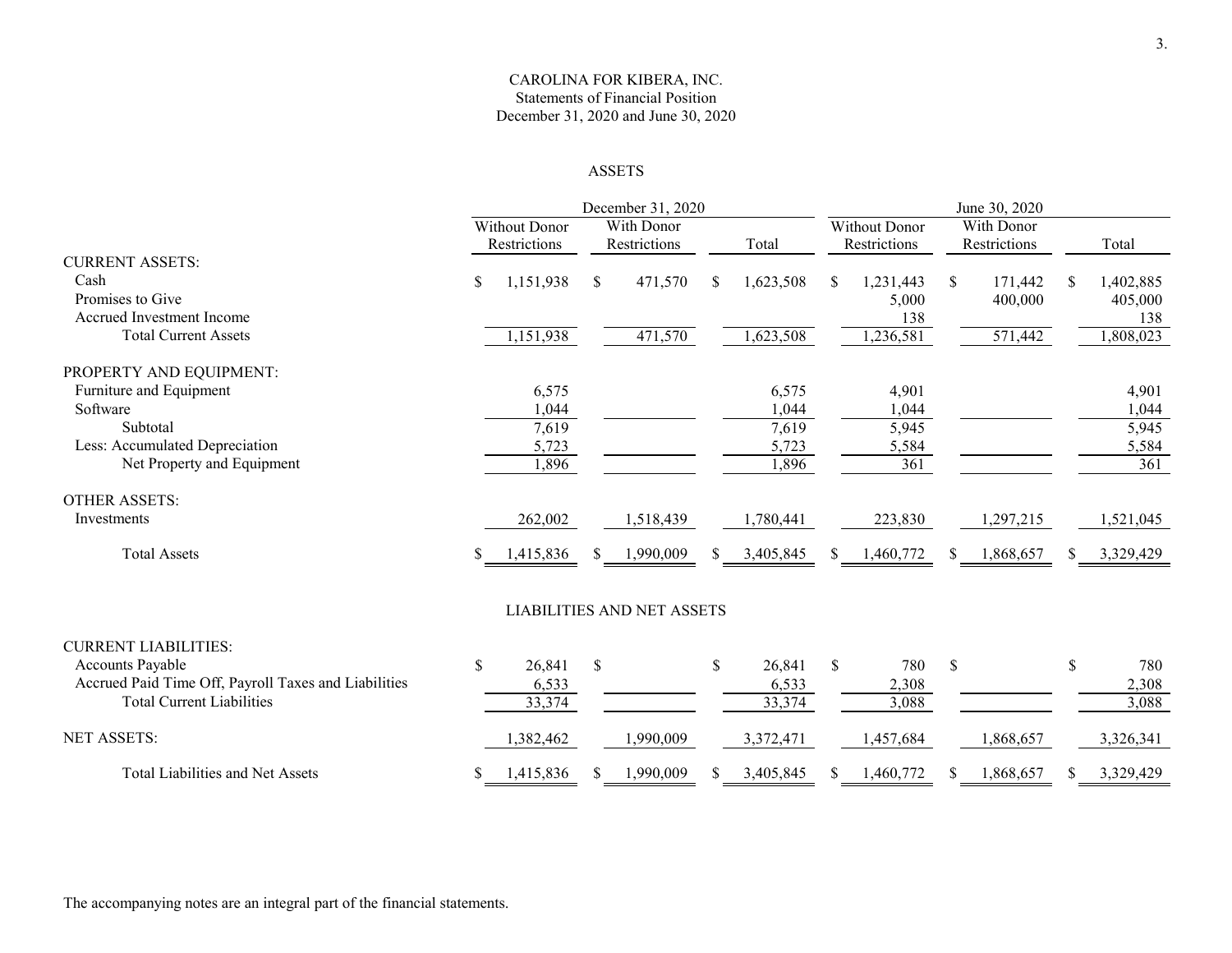# CAROLINA FOR KIBERA, INC.

Statements of Financial Position

December 31, 2020 and June 30, 2020

## ASSETS

| | December 31, 2020 | | | June 30, 2020 | | |
|---|---|---|---|---|---|---|
| | Without Donor Restrictions | With Donor Restrictions | Total | Without Donor Restrictions | With Donor Restrictions | Total |
| **CURRENT ASSETS:** | | | | | | |
| Cash | $ 1,151,938 | $ 471,570 | $ 1,623,508 | $ 1,231,443 | $ 171,442 | $ 1,402,885 |
| Promises to Give | | | | 5,000 | 400,000 | 405,000 |
| Accrued Investment Income | | | | 138 | | 138 |
| Total Current Assets | 1,151,938 | 471,570 | 1,623,508 | 1,236,581 | 571,442 | 1,808,023 |
| **PROPERTY AND EQUIPMENT:** | | | | | | |
| Furniture and Equipment | 6,575 | | 6,575 | 4,901 | | 4,901 |
| Software | 1,044 | | 1,044 | 1,044 | | 1,044 |
| Subtotal | 7,619 | | 7,619 | 5,945 | | 5,945 |
| Less: Accumulated Depreciation | 5,723 | | 5,723 | 5,584 | | 5,584 |
| Net Property and Equipment | 1,896 | | 1,896 | 361 | | 361 |
| **OTHER ASSETS:** | | | | | | |
| Investments | 262,002 | 1,518,439 | 1,780,441 | 223,830 | 1,297,215 | 1,521,045 |
| Total Assets | $ 1,415,836 | $ 1,990,009 | $ 3,405,845 | $ 1,460,772 | $ 1,868,657 | $ 3,329,429 |

## LIABILITIES AND NET ASSETS

| | December 31, 2020 | | | June 30, 2020 | | |
|---|---|---|---|---|---|---|
| | Without Donor Restrictions | With Donor Restrictions | Total | Without Donor Restrictions | With Donor Restrictions | Total |
| **CURRENT LIABILITIES:** | | | | | | |
| Accounts Payable | $ 26,841 | $ | $ 26,841 | $ 780 | $ | $ 780 |
| Accrued Paid Time Off, Payroll Taxes and Liabilities | 6,533 | | 6,533 | 2,308 | | 2,308 |
| Total Current Liabilities | 33,374 | | 33,374 | 3,088 | | 3,088 |
| **NET ASSETS:** | 1,382,462 | 1,990,009 | 3,372,471 | 1,457,684 | 1,868,657 | 3,326,341 |
| Total Liabilities and Net Assets | $ 1,415,836 | $ 1,990,009 | $ 3,405,845 | $ 1,460,772 | $ 1,868,657 | $ 3,329,429 |

The accompanying notes are an integral part of the financial statements.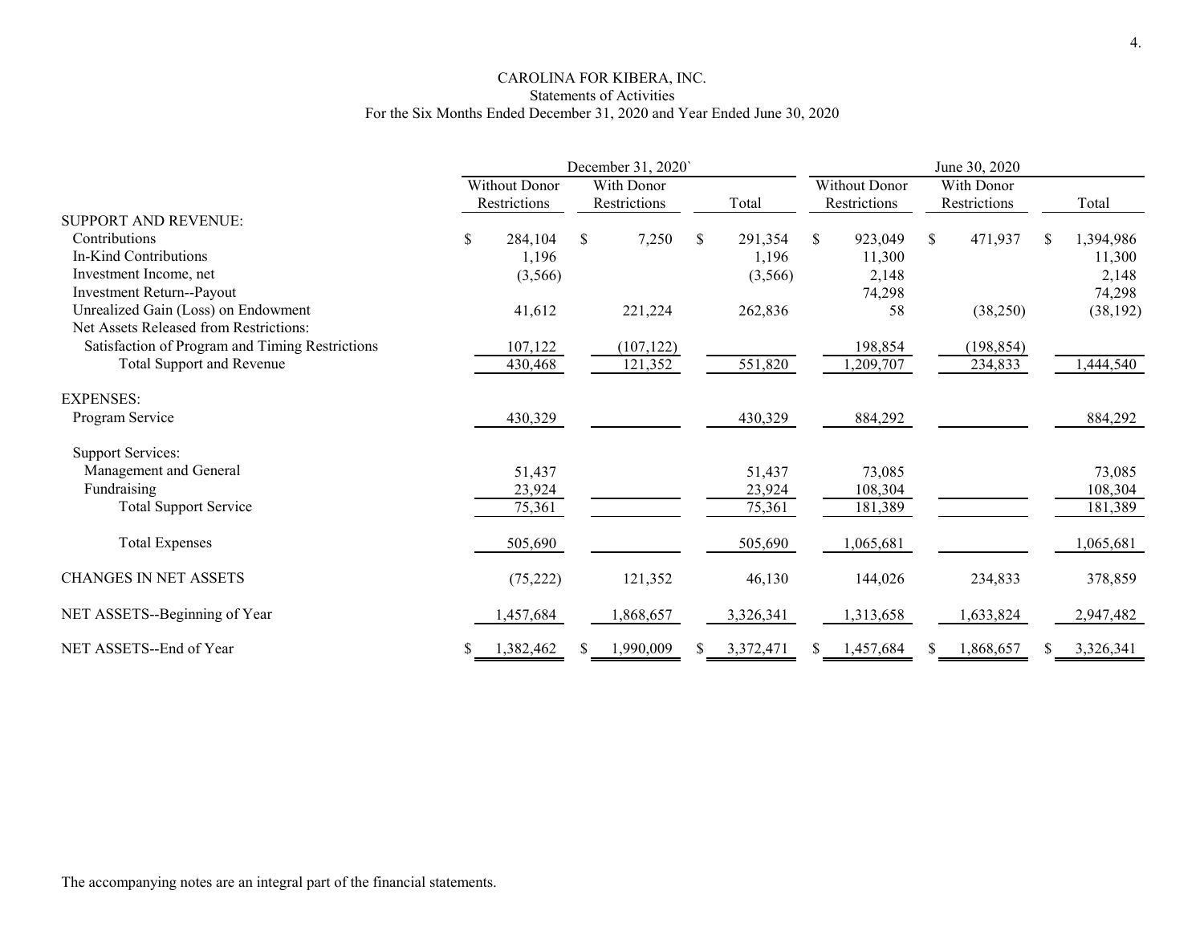CAROLINA FOR KIBERA, INC.
Statements of Activities
For the Six Months Ended December 31, 2020 and Year Ended June 30, 2020

| | December 31, 2020` | | | June 30, 2020 | | |
|---|---|---|---|---|---|---|
| | Without Donor Restrictions | With Donor Restrictions | Total | Without Donor Restrictions | With Donor Restrictions | Total |
| SUPPORT AND REVENUE: | | | | | | |
| Contributions | $ 284,104 | $ 7,250 | $ 291,354 | $ 923,049 | $ 471,937 | $ 1,394,986 |
| In-Kind Contributions | 1,196 | | 1,196 | 11,300 | | 11,300 |
| Investment Income, net | (3,566) | | (3,566) | 2,148 | | 2,148 |
| Investment Return--Payout | | | | 74,298 | | 74,298 |
| Unrealized Gain (Loss) on Endowment | 41,612 | 221,224 | 262,836 | 58 | (38,250) | (38,192) |
| Net Assets Released from Restrictions: | | | | | | |
| Satisfaction of Program and Timing Restrictions | 107,122 | (107,122) | | 198,854 | (198,854) | |
| Total Support and Revenue | 430,468 | 121,352 | 551,820 | 1,209,707 | 234,833 | 1,444,540 |
| EXPENSES: | | | | | | |
| Program Service | 430,329 | | 430,329 | 884,292 | | 884,292 |
| Support Services: | | | | | | |
| Management and General | 51,437 | | 51,437 | 73,085 | | 73,085 |
| Fundraising | 23,924 | | 23,924 | 108,304 | | 108,304 |
| Total Support Service | 75,361 | | 75,361 | 181,389 | | 181,389 |
| Total Expenses | 505,690 | | 505,690 | 1,065,681 | | 1,065,681 |
| CHANGES IN NET ASSETS | (75,222) | 121,352 | 46,130 | 144,026 | 234,833 | 378,859 |
| NET ASSETS--Beginning of Year | 1,457,684 | 1,868,657 | 3,326,341 | 1,313,658 | 1,633,824 | 2,947,482 |
| NET ASSETS--End of Year | $ 1,382,462 | $ 1,990,009 | $ 3,372,471 | $ 1,457,684 | $ 1,868,657 | $ 3,326,341 |

The accompanying notes are an integral part of the financial statements.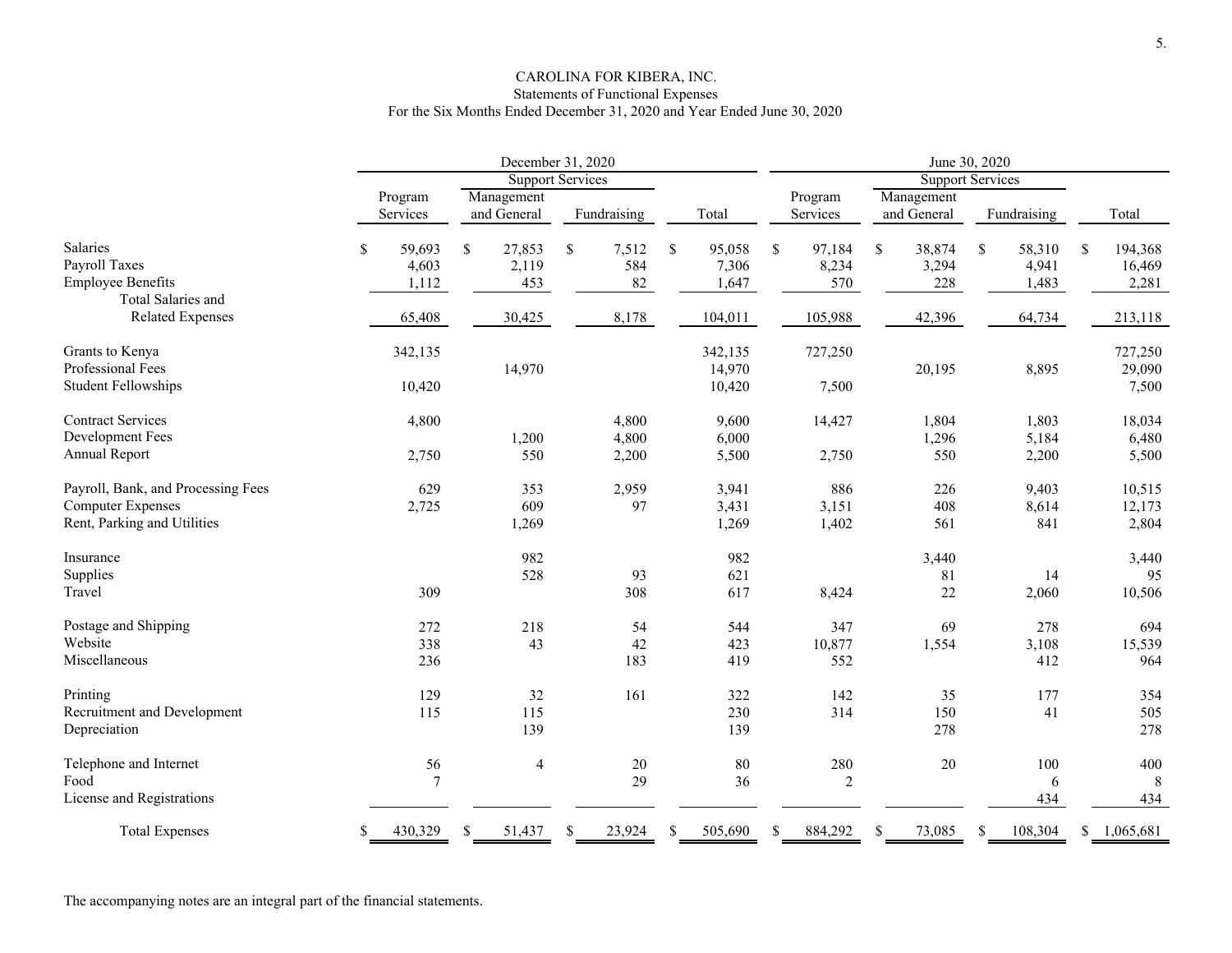CAROLINA FOR KIBERA, INC.
Statements of Functional Expenses
For the Six Months Ended December 31, 2020 and Year Ended June 30, 2020

| | December 31, 2020 | | | | June 30, 2020 | | | |
|---|---|---|---|---|---|---|---|---|
| | | Support Services | | | | Support Services | | |
| | Program Services | Management and General | Fundraising | Total | Program Services | Management and General | Fundraising | Total |
| Salaries | $ 59,693 | $ 27,853 | $ 7,512 | $ 95,058 | $ 97,184 | $ 38,874 | $ 58,310 | $ 194,368 |
| Payroll Taxes | 4,603 | 2,119 | 584 | 7,306 | 8,234 | 3,294 | 4,941 | 16,469 |
| Employee Benefits | 1,112 | 453 | 82 | 1,647 | 570 | 228 | 1,483 | 2,281 |
| Total Salaries and Related Expenses | 65,408 | 30,425 | 8,178 | 104,011 | 105,988 | 42,396 | 64,734 | 213,118 |
| Grants to Kenya | 342,135 | | | 342,135 | 727,250 | | | 727,250 |
| Professional Fees | | 14,970 | | 14,970 | | 20,195 | 8,895 | 29,090 |
| Student Fellowships | 10,420 | | | 10,420 | 7,500 | | | 7,500 |
| Contract Services | 4,800 | | 4,800 | 9,600 | 14,427 | 1,804 | 1,803 | 18,034 |
| Development Fees | | 1,200 | 4,800 | 6,000 | | 1,296 | 5,184 | 6,480 |
| Annual Report | 2,750 | 550 | 2,200 | 5,500 | 2,750 | 550 | 2,200 | 5,500 |
| Payroll, Bank, and Processing Fees | 629 | 353 | 2,959 | 3,941 | 886 | 226 | 9,403 | 10,515 |
| Computer Expenses | 2,725 | 609 | 97 | 3,431 | 3,151 | 408 | 8,614 | 12,173 |
| Rent, Parking and Utilities | | 1,269 | | 1,269 | 1,402 | 561 | 841 | 2,804 |
| Insurance | | 982 | | 982 | | 3,440 | | 3,440 |
| Supplies | | 528 | 93 | 621 | | 81 | 14 | 95 |
| Travel | 309 | | 308 | 617 | 8,424 | 22 | 2,060 | 10,506 |
| Postage and Shipping | 272 | 218 | 54 | 544 | 347 | 69 | 278 | 694 |
| Website | 338 | 43 | 42 | 423 | 10,877 | 1,554 | 3,108 | 15,539 |
| Miscellaneous | 236 | | 183 | 419 | 552 | | 412 | 964 |
| Printing | 129 | 32 | 161 | 322 | 142 | 35 | 177 | 354 |
| Recruitment and Development | 115 | 115 | | 230 | 314 | 150 | 41 | 505 |
| Depreciation | | 139 | | 139 | | 278 | | 278 |
| Telephone and Internet | 56 | 4 | 20 | 80 | 280 | 20 | 100 | 400 |
| Food | 7 | | 29 | 36 | 2 | | 6 | 8 |
| License and Registrations | | | | | | | 434 | 434 |
| Total Expenses | $ 430,329 | $ 51,437 | $ 23,924 | $ 505,690 | $ 884,292 | $ 73,085 | $ 108,304 | $ 1,065,681 |

The accompanying notes are an integral part of the financial statements.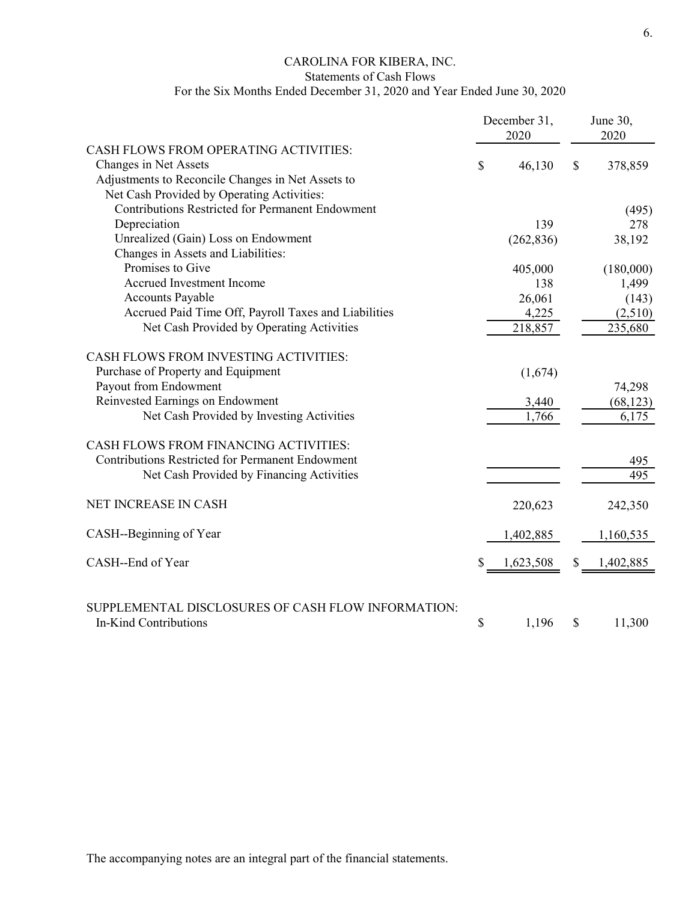CAROLINA FOR KIBERA, INC.

Statements of Cash Flows

For the Six Months Ended December 31, 2020 and Year Ended June 30, 2020

| | December 31, 2020 | June 30, 2020 |
|---|---|---|
| CASH FLOWS FROM OPERATING ACTIVITIES: | | |
| Changes in Net Assets | $ 46,130 | $ 378,859 |
| Adjustments to Reconcile Changes in Net Assets to Net Cash Provided by Operating Activities: | | |
| Contributions Restricted for Permanent Endowment | | (495) |
| Depreciation | 139 | 278 |
| Unrealized (Gain) Loss on Endowment | (262,836) | 38,192 |
| Changes in Assets and Liabilities: | | |
| Promises to Give | 405,000 | (180,000) |
| Accrued Investment Income | 138 | 1,499 |
| Accounts Payable | 26,061 | (143) |
| Accrued Paid Time Off, Payroll Taxes and Liabilities | 4,225 | (2,510) |
| Net Cash Provided by Operating Activities | 218,857 | 235,680 |
| CASH FLOWS FROM INVESTING ACTIVITIES: | | |
| Purchase of Property and Equipment | (1,674) | |
| Payout from Endowment | | 74,298 |
| Reinvested Earnings on Endowment | 3,440 | (68,123) |
| Net Cash Provided by Investing Activities | 1,766 | 6,175 |
| CASH FLOWS FROM FINANCING ACTIVITIES: | | |
| Contributions Restricted for Permanent Endowment | | 495 |
| Net Cash Provided by Financing Activities | | 495 |
| NET INCREASE IN CASH | 220,623 | 242,350 |
| CASH--Beginning of Year | 1,402,885 | 1,160,535 |
| CASH--End of Year | $ 1,623,508 | $ 1,402,885 |
| SUPPLEMENTAL DISCLOSURES OF CASH FLOW INFORMATION: | | |
| In-Kind Contributions | $ 1,196 | $ 11,300 |

The accompanying notes are an integral part of the financial statements.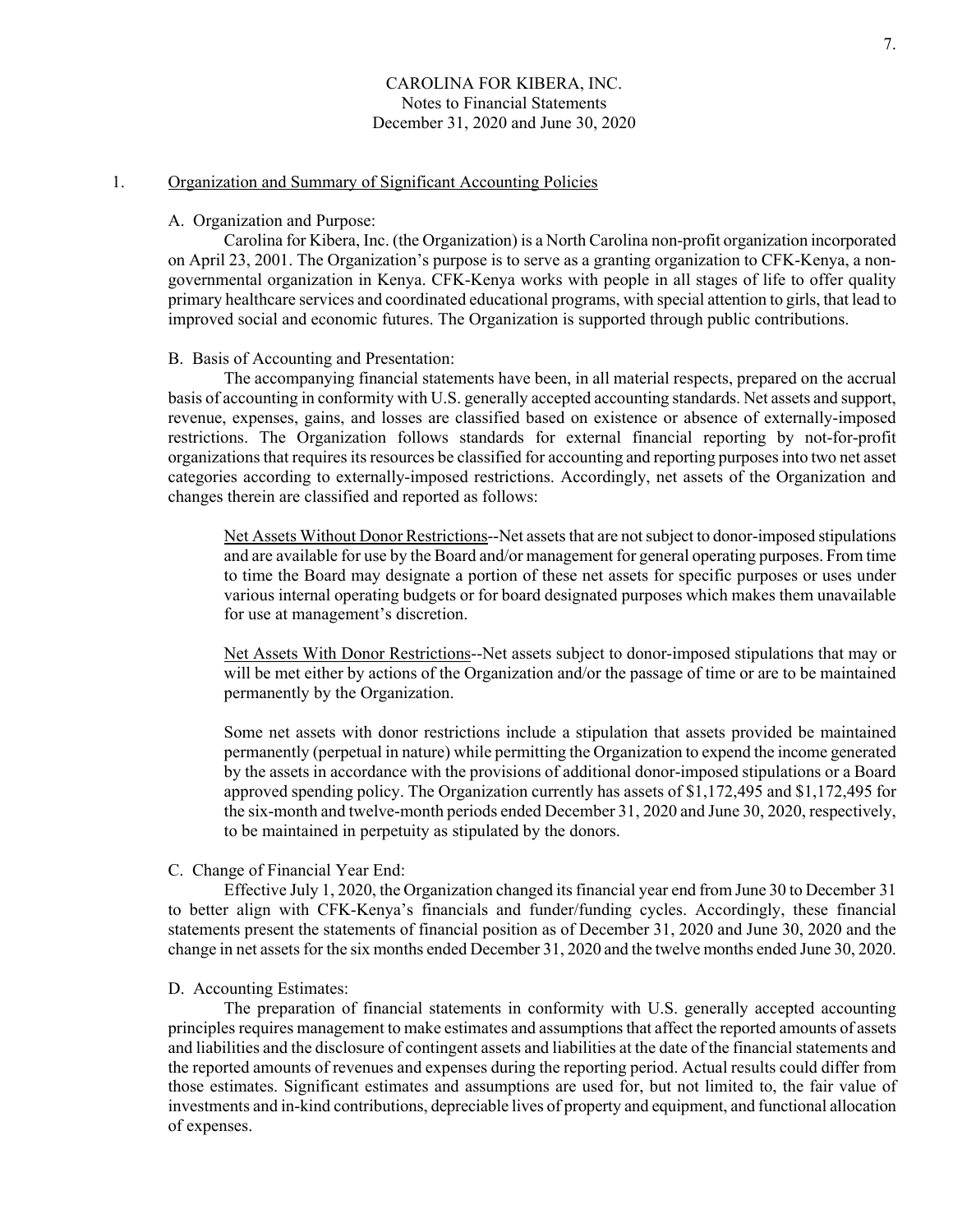# CAROLINA FOR KIBERA, INC.
## Notes to Financial Statements
## December 31, 2020 and June 30, 2020

### 1. Organization and Summary of Significant Accounting Policies

A. Organization and Purpose:

Carolina for Kibera, Inc. (the Organization) is a North Carolina non-profit organization incorporated on April 23, 2001. The Organization's purpose is to serve as a granting organization to CFK-Kenya, a non-governmental organization in Kenya. CFK-Kenya works with people in all stages of life to offer quality primary healthcare services and coordinated educational programs, with special attention to girls, that lead to improved social and economic futures. The Organization is supported through public contributions.

B. Basis of Accounting and Presentation:

The accompanying financial statements have been, in all material respects, prepared on the accrual basis of accounting in conformity with U.S. generally accepted accounting standards. Net assets and support, revenue, expenses, gains, and losses are classified based on existence or absence of externally-imposed restrictions. The Organization follows standards for external financial reporting by not-for-profit organizations that requires its resources be classified for accounting and reporting purposes into two net asset categories according to externally-imposed restrictions. Accordingly, net assets of the Organization and changes therein are classified and reported as follows:

Net Assets Without Donor Restrictions--Net assets that are not subject to donor-imposed stipulations and are available for use by the Board and/or management for general operating purposes. From time to time the Board may designate a portion of these net assets for specific purposes or uses under various internal operating budgets or for board designated purposes which makes them unavailable for use at management's discretion.

Net Assets With Donor Restrictions--Net assets subject to donor-imposed stipulations that may or will be met either by actions of the Organization and/or the passage of time or are to be maintained permanently by the Organization.

Some net assets with donor restrictions include a stipulation that assets provided be maintained permanently (perpetual in nature) while permitting the Organization to expend the income generated by the assets in accordance with the provisions of additional donor-imposed stipulations or a Board approved spending policy. The Organization currently has assets of $1,172,495 and $1,172,495 for the six-month and twelve-month periods ended December 31, 2020 and June 30, 2020, respectively, to be maintained in perpetuity as stipulated by the donors.

C. Change of Financial Year End:

Effective July 1, 2020, the Organization changed its financial year end from June 30 to December 31 to better align with CFK-Kenya's financials and funder/funding cycles. Accordingly, these financial statements present the statements of financial position as of December 31, 2020 and June 30, 2020 and the change in net assets for the six months ended December 31, 2020 and the twelve months ended June 30, 2020.

D. Accounting Estimates:

The preparation of financial statements in conformity with U.S. generally accepted accounting principles requires management to make estimates and assumptions that affect the reported amounts of assets and liabilities and the disclosure of contingent assets and liabilities at the date of the financial statements and the reported amounts of revenues and expenses during the reporting period. Actual results could differ from those estimates. Significant estimates and assumptions are used for, but not limited to, the fair value of investments and in-kind contributions, depreciable lives of property and equipment, and functional allocation of expenses.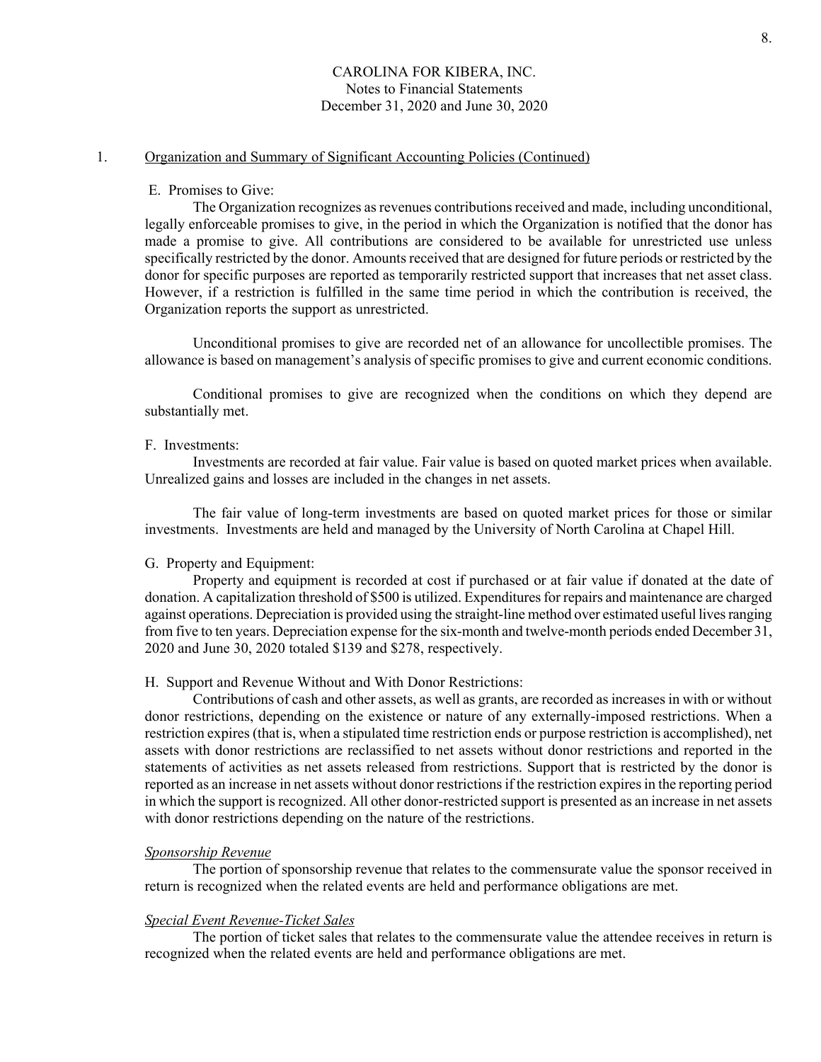CAROLINA FOR KIBERA, INC.
Notes to Financial Statements
December 31, 2020 and June 30, 2020

1. Organization and Summary of Significant Accounting Policies (Continued)

E. Promises to Give:

The Organization recognizes as revenues contributions received and made, including unconditional, legally enforceable promises to give, in the period in which the Organization is notified that the donor has made a promise to give. All contributions are considered to be available for unrestricted use unless specifically restricted by the donor. Amounts received that are designed for future periods or restricted by the donor for specific purposes are reported as temporarily restricted support that increases that net asset class. However, if a restriction is fulfilled in the same time period in which the contribution is received, the Organization reports the support as unrestricted.

Unconditional promises to give are recorded net of an allowance for uncollectible promises. The allowance is based on management's analysis of specific promises to give and current economic conditions.

Conditional promises to give are recognized when the conditions on which they depend are substantially met.

F. Investments:

Investments are recorded at fair value. Fair value is based on quoted market prices when available. Unrealized gains and losses are included in the changes in net assets.

The fair value of long-term investments are based on quoted market prices for those or similar investments. Investments are held and managed by the University of North Carolina at Chapel Hill.

G. Property and Equipment:

Property and equipment is recorded at cost if purchased or at fair value if donated at the date of donation. A capitalization threshold of $500 is utilized. Expenditures for repairs and maintenance are charged against operations. Depreciation is provided using the straight-line method over estimated useful lives ranging from five to ten years. Depreciation expense for the six-month and twelve-month periods ended December 31, 2020 and June 30, 2020 totaled $139 and $278, respectively.

H. Support and Revenue Without and With Donor Restrictions:

Contributions of cash and other assets, as well as grants, are recorded as increases in with or without donor restrictions, depending on the existence or nature of any externally-imposed restrictions. When a restriction expires (that is, when a stipulated time restriction ends or purpose restriction is accomplished), net assets with donor restrictions are reclassified to net assets without donor restrictions and reported in the statements of activities as net assets released from restrictions. Support that is restricted by the donor is reported as an increase in net assets without donor restrictions if the restriction expires in the reporting period in which the support is recognized. All other donor-restricted support is presented as an increase in net assets with donor restrictions depending on the nature of the restrictions.

*Sponsorship Revenue*

The portion of sponsorship revenue that relates to the commensurate value the sponsor received in return is recognized when the related events are held and performance obligations are met.

*Special Event Revenue-Ticket Sales*

The portion of ticket sales that relates to the commensurate value the attendee receives in return is recognized when the related events are held and performance obligations are met.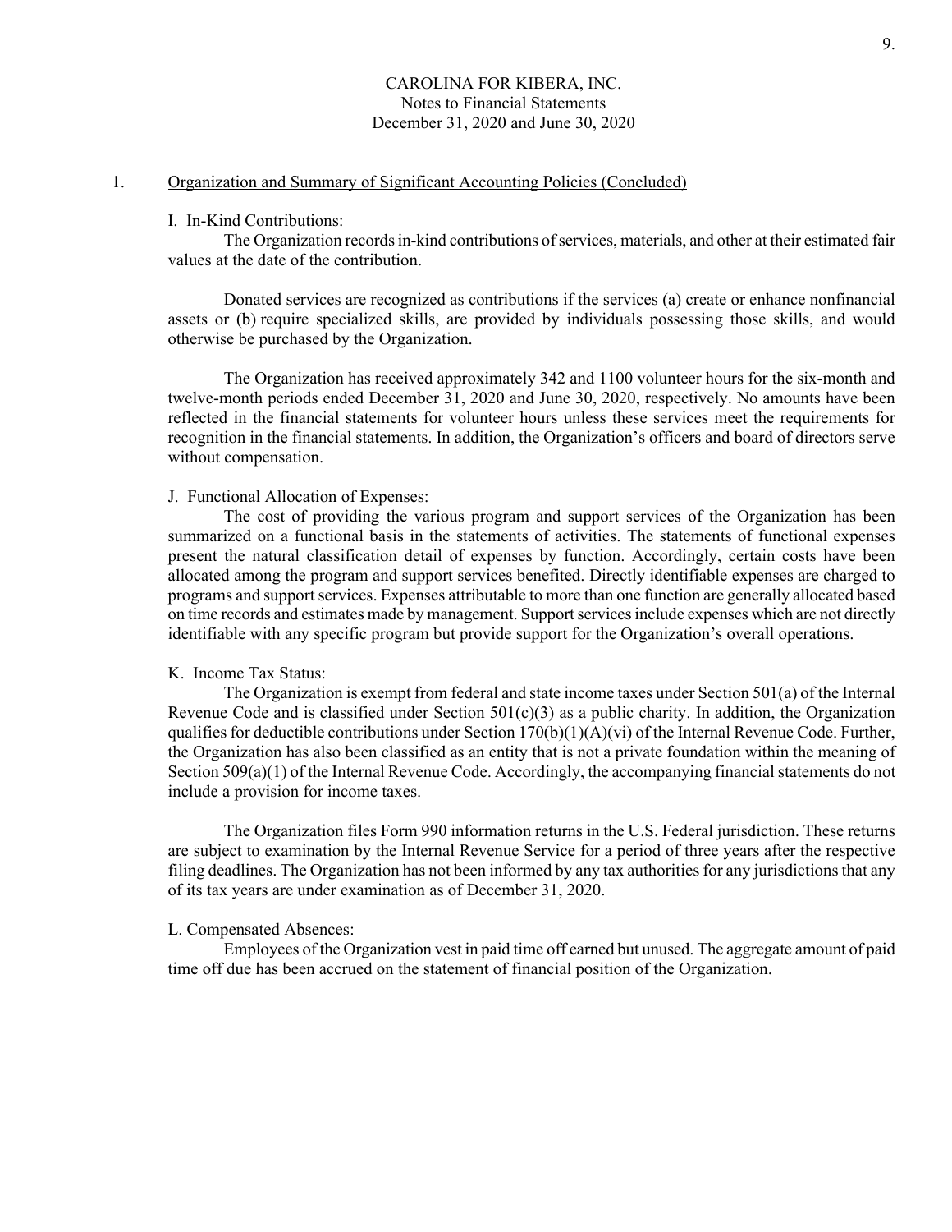CAROLINA FOR KIBERA, INC.
Notes to Financial Statements
December 31, 2020 and June 30, 2020

1. Organization and Summary of Significant Accounting Policies (Concluded)

I. In-Kind Contributions:

The Organization records in-kind contributions of services, materials, and other at their estimated fair values at the date of the contribution.

Donated services are recognized as contributions if the services (a) create or enhance nonfinancial assets or (b) require specialized skills, are provided by individuals possessing those skills, and would otherwise be purchased by the Organization.

The Organization has received approximately 342 and 1100 volunteer hours for the six-month and twelve-month periods ended December 31, 2020 and June 30, 2020, respectively. No amounts have been reflected in the financial statements for volunteer hours unless these services meet the requirements for recognition in the financial statements. In addition, the Organization's officers and board of directors serve without compensation.

J. Functional Allocation of Expenses:

The cost of providing the various program and support services of the Organization has been summarized on a functional basis in the statements of activities. The statements of functional expenses present the natural classification detail of expenses by function. Accordingly, certain costs have been allocated among the program and support services benefited. Directly identifiable expenses are charged to programs and support services. Expenses attributable to more than one function are generally allocated based on time records and estimates made by management. Support services include expenses which are not directly identifiable with any specific program but provide support for the Organization's overall operations.

K. Income Tax Status:

The Organization is exempt from federal and state income taxes under Section 501(a) of the Internal Revenue Code and is classified under Section 501(c)(3) as a public charity. In addition, the Organization qualifies for deductible contributions under Section 170(b)(1)(A)(vi) of the Internal Revenue Code. Further, the Organization has also been classified as an entity that is not a private foundation within the meaning of Section 509(a)(1) of the Internal Revenue Code. Accordingly, the accompanying financial statements do not include a provision for income taxes.

The Organization files Form 990 information returns in the U.S. Federal jurisdiction. These returns are subject to examination by the Internal Revenue Service for a period of three years after the respective filing deadlines. The Organization has not been informed by any tax authorities for any jurisdictions that any of its tax years are under examination as of December 31, 2020.

L. Compensated Absences:

Employees of the Organization vest in paid time off earned but unused. The aggregate amount of paid time off due has been accrued on the statement of financial position of the Organization.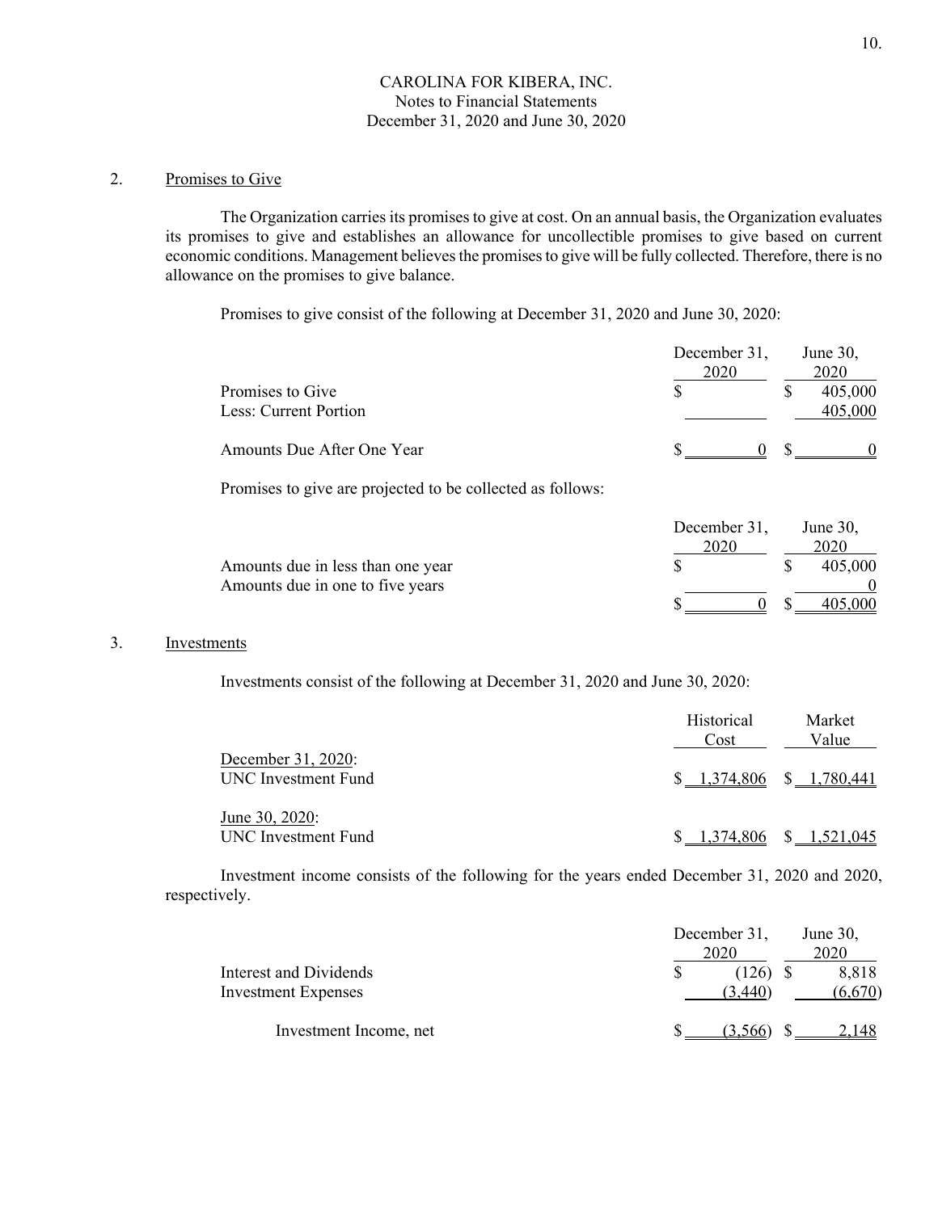CAROLINA FOR KIBERA, INC.
Notes to Financial Statements
December 31, 2020 and June 30, 2020

## 2. Promises to Give

The Organization carries its promises to give at cost. On an annual basis, the Organization evaluates its promises to give and establishes an allowance for uncollectible promises to give based on current economic conditions. Management believes the promises to give will be fully collected. Therefore, there is no allowance on the promises to give balance.

Promises to give consist of the following at December 31, 2020 and June 30, 2020:

| | December 31, 2020 | June 30, 2020 |
|---|---|---|
| Promises to Give | $ | $ 405,000 |
| Less: Current Portion | | 405,000 |
| Amounts Due After One Year | $ 0 | $ 0 |

Promises to give are projected to be collected as follows:

| | December 31, 2020 | June 30, 2020 |
|---|---|---|
| Amounts due in less than one year | $ | $ 405,000 |
| Amounts due in one to five years | | 0 |
| | $ 0 | $ 405,000 |

## 3. Investments

Investments consist of the following at December 31, 2020 and June 30, 2020:

| | Historical Cost | Market Value |
|---|---|---|
| December 31, 2020: | | |
| UNC Investment Fund | $ 1,374,806 | $ 1,780,441 |
| June 30, 2020: | | |
| UNC Investment Fund | $ 1,374,806 | $ 1,521,045 |

Investment income consists of the following for the years ended December 31, 2020 and 2020, respectively.

| | December 31, 2020 | June 30, 2020 |
|---|---|---|
| Interest and Dividends | $ (126) | $ 8,818 |
| Investment Expenses | (3,440) | (6,670) |
| Investment Income, net | $ (3,566) | $ 2,148 |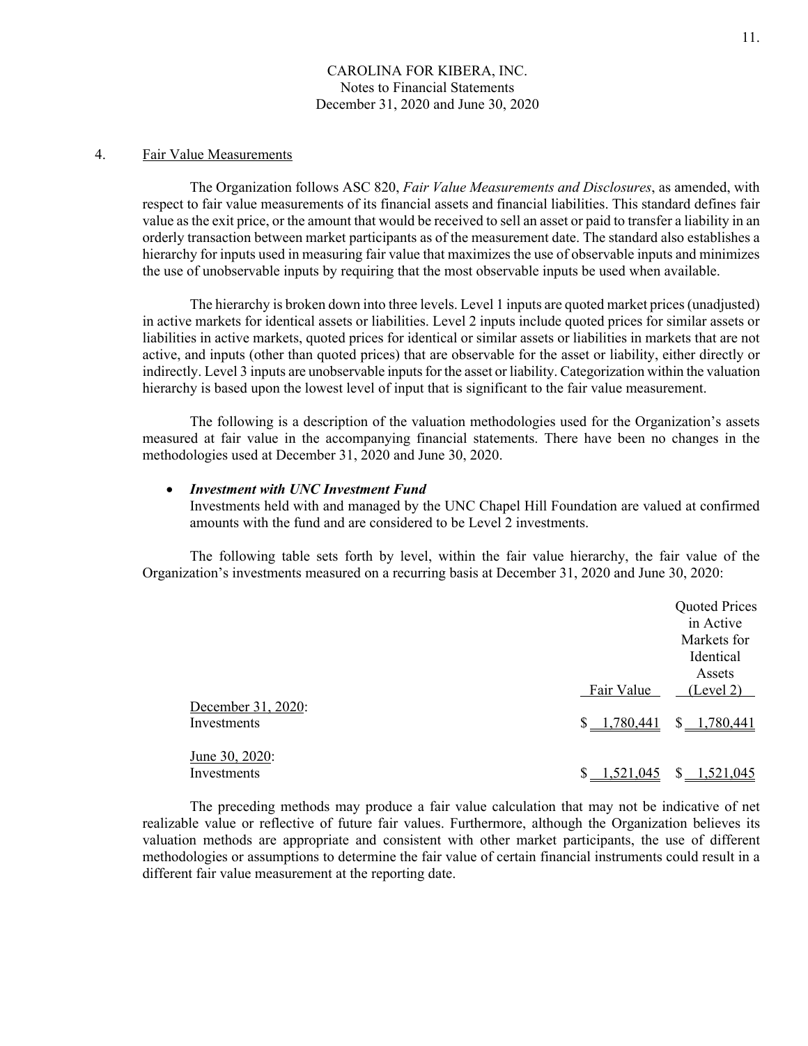CAROLINA FOR KIBERA, INC.
Notes to Financial Statements
December 31, 2020 and June 30, 2020

## 4. Fair Value Measurements

The Organization follows ASC 820, *Fair Value Measurements and Disclosures*, as amended, with respect to fair value measurements of its financial assets and financial liabilities. This standard defines fair value as the exit price, or the amount that would be received to sell an asset or paid to transfer a liability in an orderly transaction between market participants as of the measurement date. The standard also establishes a hierarchy for inputs used in measuring fair value that maximizes the use of observable inputs and minimizes the use of unobservable inputs by requiring that the most observable inputs be used when available.

The hierarchy is broken down into three levels. Level 1 inputs are quoted market prices (unadjusted) in active markets for identical assets or liabilities. Level 2 inputs include quoted prices for similar assets or liabilities in active markets, quoted prices for identical or similar assets or liabilities in markets that are not active, and inputs (other than quoted prices) that are observable for the asset or liability, either directly or indirectly. Level 3 inputs are unobservable inputs for the asset or liability. Categorization within the valuation hierarchy is based upon the lowest level of input that is significant to the fair value measurement.

The following is a description of the valuation methodologies used for the Organization's assets measured at fair value in the accompanying financial statements. There have been no changes in the methodologies used at December 31, 2020 and June 30, 2020.

- ***Investment with UNC Investment Fund***
  Investments held with and managed by the UNC Chapel Hill Foundation are valued at confirmed amounts with the fund and are considered to be Level 2 investments.

The following table sets forth by level, within the fair value hierarchy, the fair value of the Organization's investments measured on a recurring basis at December 31, 2020 and June 30, 2020:

| | Fair Value | Quoted Prices in Active Markets for Identical Assets (Level 2) |
|---|---|---|
| December 31, 2020: | | |
| Investments | $ 1,780,441 | $ 1,780,441 |
| June 30, 2020: | | |
| Investments | $ 1,521,045 | $ 1,521,045 |

The preceding methods may produce a fair value calculation that may not be indicative of net realizable value or reflective of future fair values. Furthermore, although the Organization believes its valuation methods are appropriate and consistent with other market participants, the use of different methodologies or assumptions to determine the fair value of certain financial instruments could result in a different fair value measurement at the reporting date.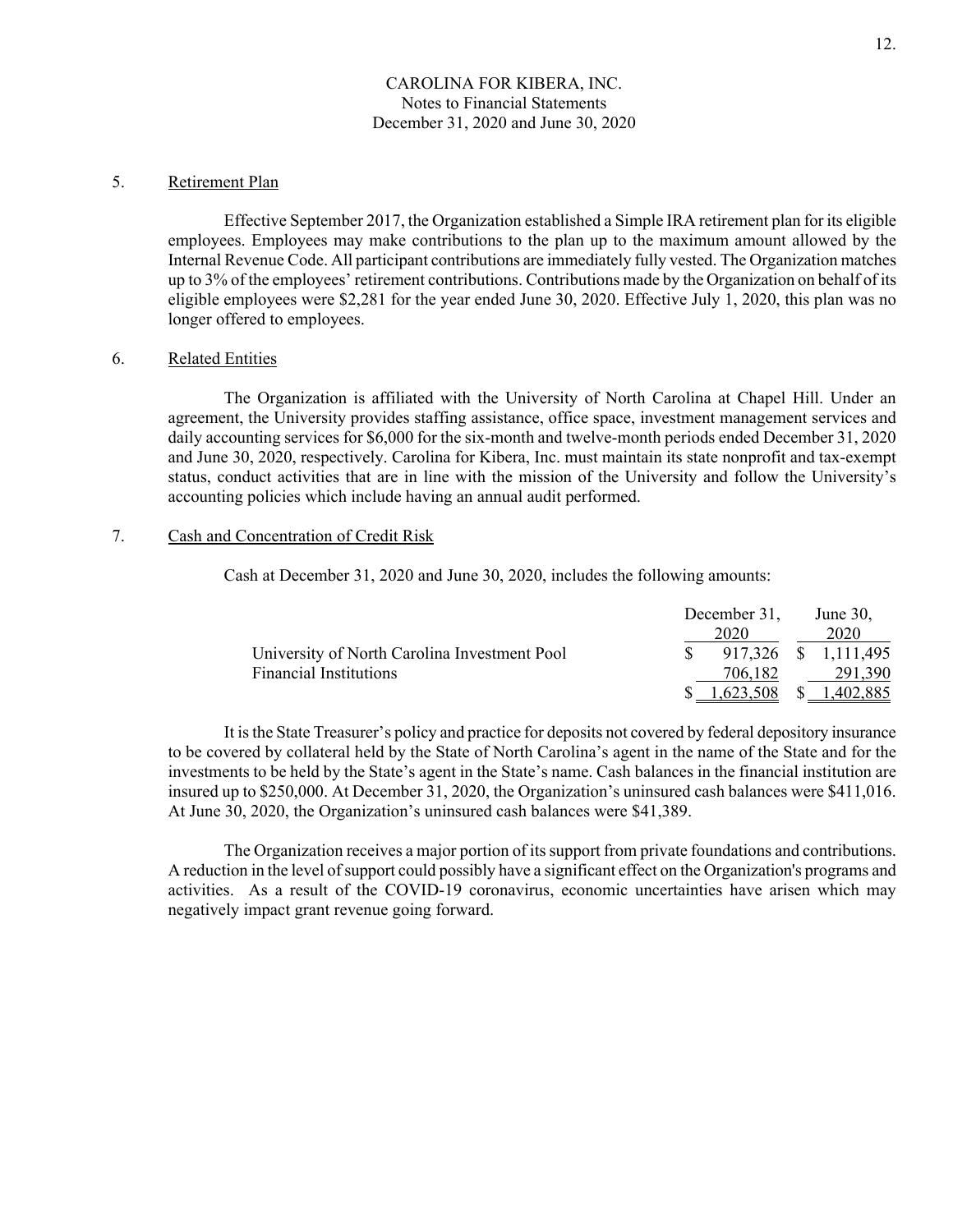CAROLINA FOR KIBERA, INC.
Notes to Financial Statements
December 31, 2020 and June 30, 2020

## 5. Retirement Plan

Effective September 2017, the Organization established a Simple IRA retirement plan for its eligible employees. Employees may make contributions to the plan up to the maximum amount allowed by the Internal Revenue Code. All participant contributions are immediately fully vested. The Organization matches up to 3% of the employees' retirement contributions. Contributions made by the Organization on behalf of its eligible employees were $2,281 for the year ended June 30, 2020. Effective July 1, 2020, this plan was no longer offered to employees.

## 6. Related Entities

The Organization is affiliated with the University of North Carolina at Chapel Hill. Under an agreement, the University provides staffing assistance, office space, investment management services and daily accounting services for $6,000 for the six-month and twelve-month periods ended December 31, 2020 and June 30, 2020, respectively. Carolina for Kibera, Inc. must maintain its state nonprofit and tax-exempt status, conduct activities that are in line with the mission of the University and follow the University's accounting policies which include having an annual audit performed.

## 7. Cash and Concentration of Credit Risk

Cash at December 31, 2020 and June 30, 2020, includes the following amounts:

| | December 31, 2020 | June 30, 2020 |
|---|---|---|
| University of North Carolina Investment Pool | $ 917,326 | $ 1,111,495 |
| Financial Institutions | 706,182 | 291,390 |
| | $ 1,623,508 | $ 1,402,885 |

It is the State Treasurer's policy and practice for deposits not covered by federal depository insurance to be covered by collateral held by the State of North Carolina's agent in the name of the State and for the investments to be held by the State's agent in the State's name. Cash balances in the financial institution are insured up to $250,000. At December 31, 2020, the Organization's uninsured cash balances were $411,016. At June 30, 2020, the Organization's uninsured cash balances were $41,389.

The Organization receives a major portion of its support from private foundations and contributions. A reduction in the level of support could possibly have a significant effect on the Organization's programs and activities. As a result of the COVID-19 coronavirus, economic uncertainties have arisen which may negatively impact grant revenue going forward.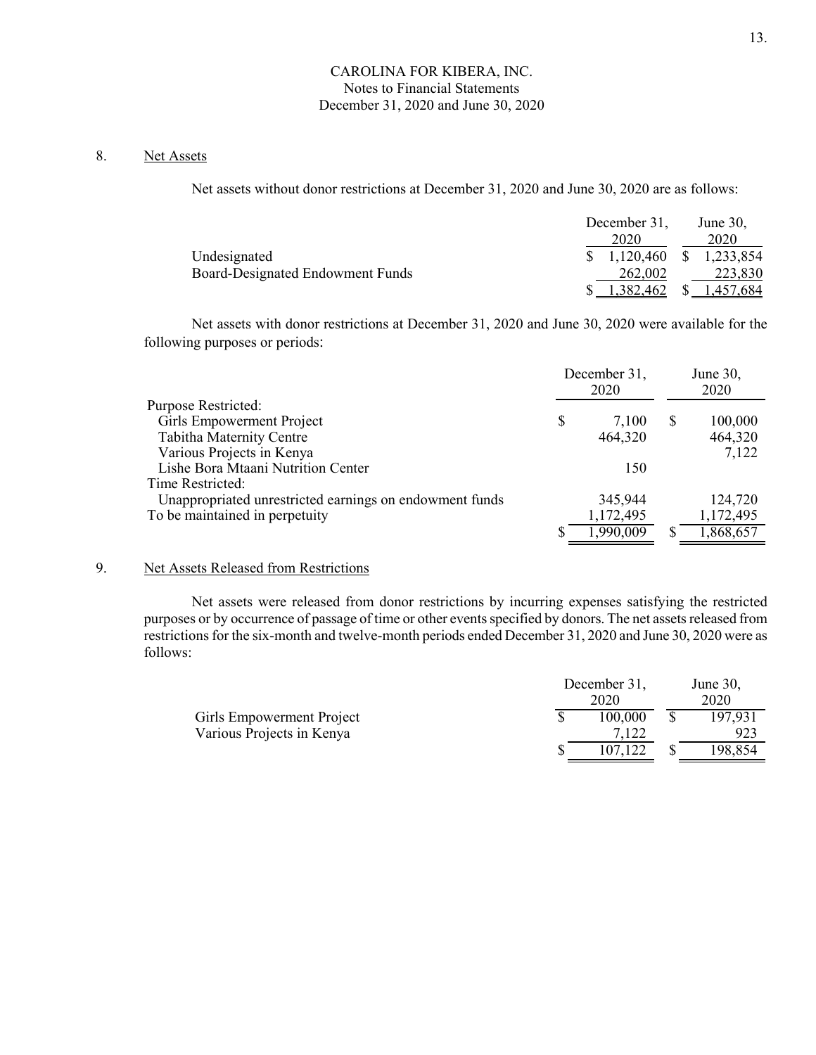CAROLINA FOR KIBERA, INC.
Notes to Financial Statements
December 31, 2020 and June 30, 2020

## 8. Net Assets

Net assets without donor restrictions at December 31, 2020 and June 30, 2020 are as follows:

| | December 31, 2020 | June 30, 2020 |
|---|---|---|
| Undesignated | $ 1,120,460 | $ 1,233,854 |
| Board-Designated Endowment Funds | 262,002 | 223,830 |
| | $ 1,382,462 | $ 1,457,684 |

Net assets with donor restrictions at December 31, 2020 and June 30, 2020 were available for the following purposes or periods:

| | December 31, 2020 | June 30, 2020 |
|---|---|---|
| Purpose Restricted: | | |
| Girls Empowerment Project | $ 7,100 | $ 100,000 |
| Tabitha Maternity Centre | 464,320 | 464,320 |
| Various Projects in Kenya | | 7,122 |
| Lishe Bora Mtaani Nutrition Center | 150 | |
| Time Restricted: | | |
| Unappropriated unrestricted earnings on endowment funds | 345,944 | 124,720 |
| To be maintained in perpetuity | 1,172,495 | 1,172,495 |
| | $ 1,990,009 | $ 1,868,657 |

## 9. Net Assets Released from Restrictions

Net assets were released from donor restrictions by incurring expenses satisfying the restricted purposes or by occurrence of passage of time or other events specified by donors. The net assets released from restrictions for the six-month and twelve-month periods ended December 31, 2020 and June 30, 2020 were as follows:

| | December 31, 2020 | June 30, 2020 |
|---|---|---|
| Girls Empowerment Project | $ 100,000 | $ 197,931 |
| Various Projects in Kenya | 7,122 | 923 |
| | $ 107,122 | $ 198,854 |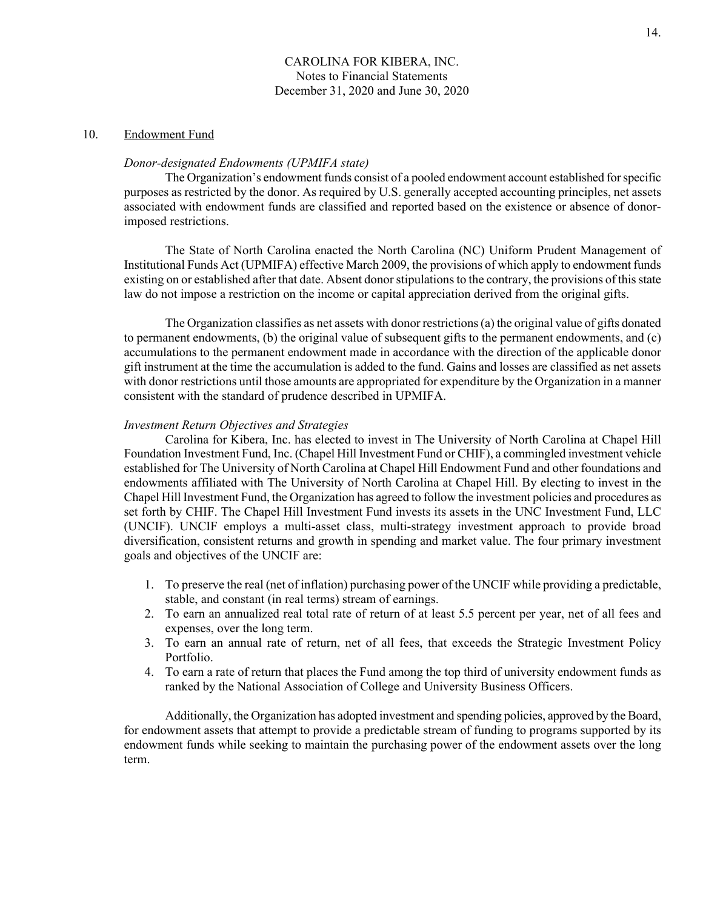## 10. Endowment Fund

*Donor-designated Endowments (UPMIFA state)*

The Organization's endowment funds consist of a pooled endowment account established for specific purposes as restricted by the donor. As required by U.S. generally accepted accounting principles, net assets associated with endowment funds are classified and reported based on the existence or absence of donor-imposed restrictions.

The State of North Carolina enacted the North Carolina (NC) Uniform Prudent Management of Institutional Funds Act (UPMIFA) effective March 2009, the provisions of which apply to endowment funds existing on or established after that date. Absent donor stipulations to the contrary, the provisions of this state law do not impose a restriction on the income or capital appreciation derived from the original gifts.

The Organization classifies as net assets with donor restrictions (a) the original value of gifts donated to permanent endowments, (b) the original value of subsequent gifts to the permanent endowments, and (c) accumulations to the permanent endowment made in accordance with the direction of the applicable donor gift instrument at the time the accumulation is added to the fund. Gains and losses are classified as net assets with donor restrictions until those amounts are appropriated for expenditure by the Organization in a manner consistent with the standard of prudence described in UPMIFA.

*Investment Return Objectives and Strategies*

Carolina for Kibera, Inc. has elected to invest in The University of North Carolina at Chapel Hill Foundation Investment Fund, Inc. (Chapel Hill Investment Fund or CHIF), a commingled investment vehicle established for The University of North Carolina at Chapel Hill Endowment Fund and other foundations and endowments affiliated with The University of North Carolina at Chapel Hill. By electing to invest in the Chapel Hill Investment Fund, the Organization has agreed to follow the investment policies and procedures as set forth by CHIF. The Chapel Hill Investment Fund invests its assets in the UNC Investment Fund, LLC (UNCIF). UNCIF employs a multi-asset class, multi-strategy investment approach to provide broad diversification, consistent returns and growth in spending and market value. The four primary investment goals and objectives of the UNCIF are:

1. To preserve the real (net of inflation) purchasing power of the UNCIF while providing a predictable, stable, and constant (in real terms) stream of earnings.
2. To earn an annualized real total rate of return of at least 5.5 percent per year, net of all fees and expenses, over the long term.
3. To earn an annual rate of return, net of all fees, that exceeds the Strategic Investment Policy Portfolio.
4. To earn a rate of return that places the Fund among the top third of university endowment funds as ranked by the National Association of College and University Business Officers.

Additionally, the Organization has adopted investment and spending policies, approved by the Board, for endowment assets that attempt to provide a predictable stream of funding to programs supported by its endowment funds while seeking to maintain the purchasing power of the endowment assets over the long term.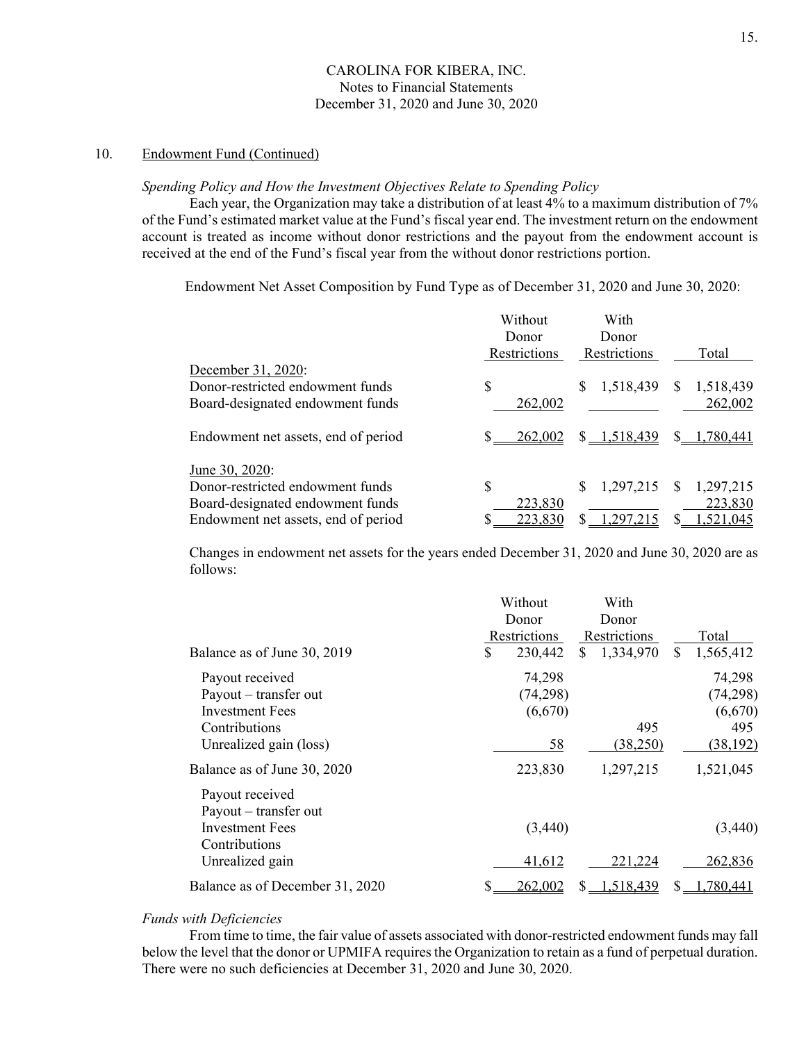CAROLINA FOR KIBERA, INC.
Notes to Financial Statements
December 31, 2020 and June 30, 2020

10. Endowment Fund (Continued)

*Spending Policy and How the Investment Objectives Relate to Spending Policy*

Each year, the Organization may take a distribution of at least 4% to a maximum distribution of 7% of the Fund's estimated market value at the Fund's fiscal year end. The investment return on the endowment account is treated as income without donor restrictions and the payout from the endowment account is received at the end of the Fund's fiscal year from the without donor restrictions portion.

Endowment Net Asset Composition by Fund Type as of December 31, 2020 and June 30, 2020:

| | Without Donor Restrictions | With Donor Restrictions | Total |
|---|---|---|---|
| December 31, 2020: | | | |
| Donor-restricted endowment funds | $ | $ 1,518,439 | $ 1,518,439 |
| Board-designated endowment funds | 262,002 | | 262,002 |
| Endowment net assets, end of period | $ 262,002 | $ 1,518,439 | $ 1,780,441 |
| June 30, 2020: | | | |
| Donor-restricted endowment funds | $ | $ 1,297,215 | $ 1,297,215 |
| Board-designated endowment funds | 223,830 | | 223,830 |
| Endowment net assets, end of period | $ 223,830 | $ 1,297,215 | $ 1,521,045 |

Changes in endowment net assets for the years ended December 31, 2020 and June 30, 2020 are as follows:

| | Without Donor Restrictions | With Donor Restrictions | Total |
|---|---|---|---|
| Balance as of June 30, 2019 | $ 230,442 | $ 1,334,970 | $ 1,565,412 |
| Payout received | 74,298 | | 74,298 |
| Payout – transfer out | (74,298) | | (74,298) |
| Investment Fees | (6,670) | | (6,670) |
| Contributions | | 495 | 495 |
| Unrealized gain (loss) | 58 | (38,250) | (38,192) |
| Balance as of June 30, 2020 | 223,830 | 1,297,215 | 1,521,045 |
| Payout received | | | |
| Payout – transfer out | | | |
| Investment Fees | (3,440) | | (3,440) |
| Contributions | | | |
| Unrealized gain | 41,612 | 221,224 | 262,836 |
| Balance as of December 31, 2020 | $ 262,002 | $ 1,518,439 | $ 1,780,441 |

*Funds with Deficiencies*

From time to time, the fair value of assets associated with donor-restricted endowment funds may fall below the level that the donor or UPMIFA requires the Organization to retain as a fund of perpetual duration. There were no such deficiencies at December 31, 2020 and June 30, 2020.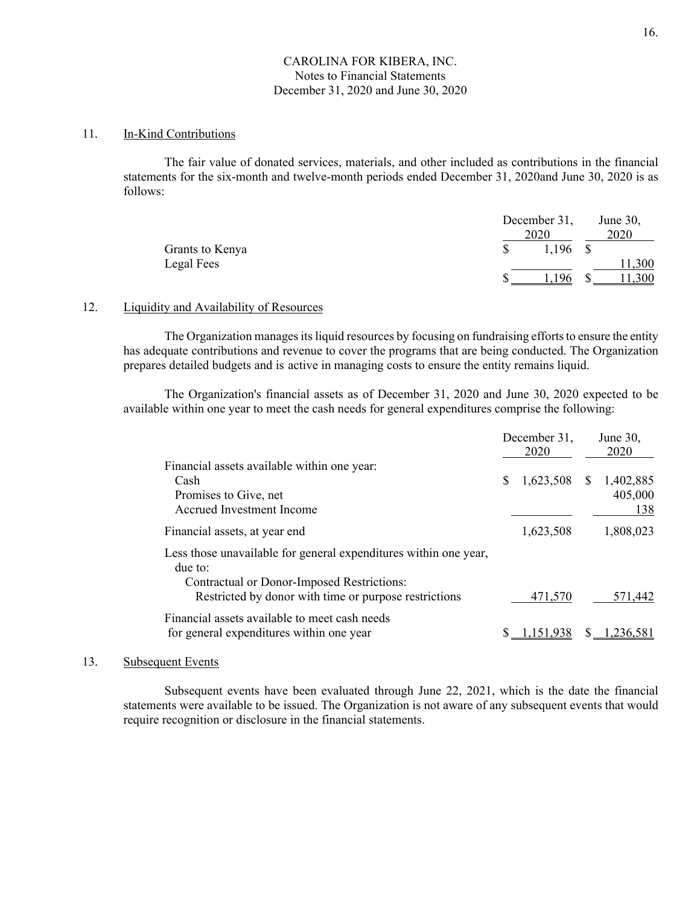CAROLINA FOR KIBERA, INC.
Notes to Financial Statements
December 31, 2020 and June 30, 2020

## 11. In-Kind Contributions

The fair value of donated services, materials, and other included as contributions in the financial statements for the six-month and twelve-month periods ended December 31, 2020and June 30, 2020 is as follows:

| | December 31, 2020 | June 30, 2020 |
|---|---|---|
| Grants to Kenya | $ 1,196 | $ |
| Legal Fees | | 11,300 |
| | $ 1,196 | $ 11,300 |

## 12. Liquidity and Availability of Resources

The Organization manages its liquid resources by focusing on fundraising efforts to ensure the entity has adequate contributions and revenue to cover the programs that are being conducted. The Organization prepares detailed budgets and is active in managing costs to ensure the entity remains liquid.

The Organization's financial assets as of December 31, 2020 and June 30, 2020 expected to be available within one year to meet the cash needs for general expenditures comprise the following:

| | December 31, 2020 | June 30, 2020 |
|---|---|---|
| Financial assets available within one year: | | |
| Cash | $ 1,623,508 | $ 1,402,885 |
| Promises to Give, net | | 405,000 |
| Accrued Investment Income | | 138 |
| Financial assets, at year end | 1,623,508 | 1,808,023 |
| Less those unavailable for general expenditures within one year, due to: | | |
| Contractual or Donor-Imposed Restrictions: | | |
| Restricted by donor with time or purpose restrictions | 471,570 | 571,442 |
| Financial assets available to meet cash needs for general expenditures within one year | $ 1,151,938 | $ 1,236,581 |

## 13. Subsequent Events

Subsequent events have been evaluated through June 22, 2021, which is the date the financial statements were available to be issued. The Organization is not aware of any subsequent events that would require recognition or disclosure in the financial statements.